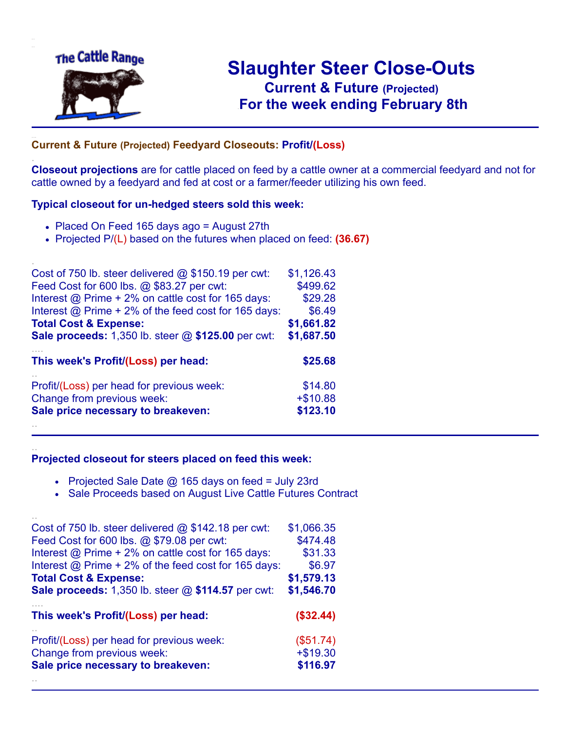# Slaughter Steer Close-Outs

## Current & Future (Projected)

## For the week ending February 8th

---

**Current & Future (Projected) Feedyard Closeouts: Profit/(Loss)**

**Closeout projections** are for cattle placed on feed by a cattle owner at a commercial feedyard and not for cattle owned by a feedyard and fed at cost or a farmer/feeder utilizing his own feed.

**Typical closeout for un-hedged steers sold this week:**

- Placed On Feed 165 days ago = August 27th
- Projected P/(L) based on the futures when placed on feed: **(36.67)**

| | |
|---|---|
| Cost of 750 lb. steer delivered @ $150.19 per cwt: | $1,126.43 |
| Feed Cost for 600 lbs. @ $83.27 per cwt: | $499.62 |
| Interest @ Prime + 2% on cattle cost for 165 days: | $29.28 |
| Interest @ Prime + 2% of the feed cost for 165 days: | $6.49 |
| **Total Cost & Expense:** | **$1,661.82** |
| **Sale proceeds:** 1,350 lb. steer @ **$125.00** per cwt: | **$1,687.50** |
| **This week's Profit/(Loss) per head:** | **$25.68** |
| Profit/(Loss) per head for previous week: | $14.80 |
| Change from previous week: | +$10.88 |
| **Sale price necessary to breakeven:** | **$123.10** |

---

**Projected closeout for steers placed on feed this week:**

- Projected Sale Date @ 165 days on feed = July 23rd
- Sale Proceeds based on August Live Cattle Futures Contract

| | |
|---|---|
| Cost of 750 lb. steer delivered @ $142.18 per cwt: | $1,066.35 |
| Feed Cost for 600 lbs. @ $79.08 per cwt: | $474.48 |
| Interest @ Prime + 2% on cattle cost for 165 days: | $31.33 |
| Interest @ Prime + 2% of the feed cost for 165 days: | $6.97 |
| **Total Cost & Expense:** | **$1,579.13** |
| **Sale proceeds:** 1,350 lb. steer @ **$114.57** per cwt: | **$1,546.70** |
| **This week's Profit/(Loss) per head:** | **($32.44)** |
| Profit/(Loss) per head for previous week: | ($51.74) |
| Change from previous week: | +$19.30 |
| **Sale price necessary to breakeven:** | **$116.97** |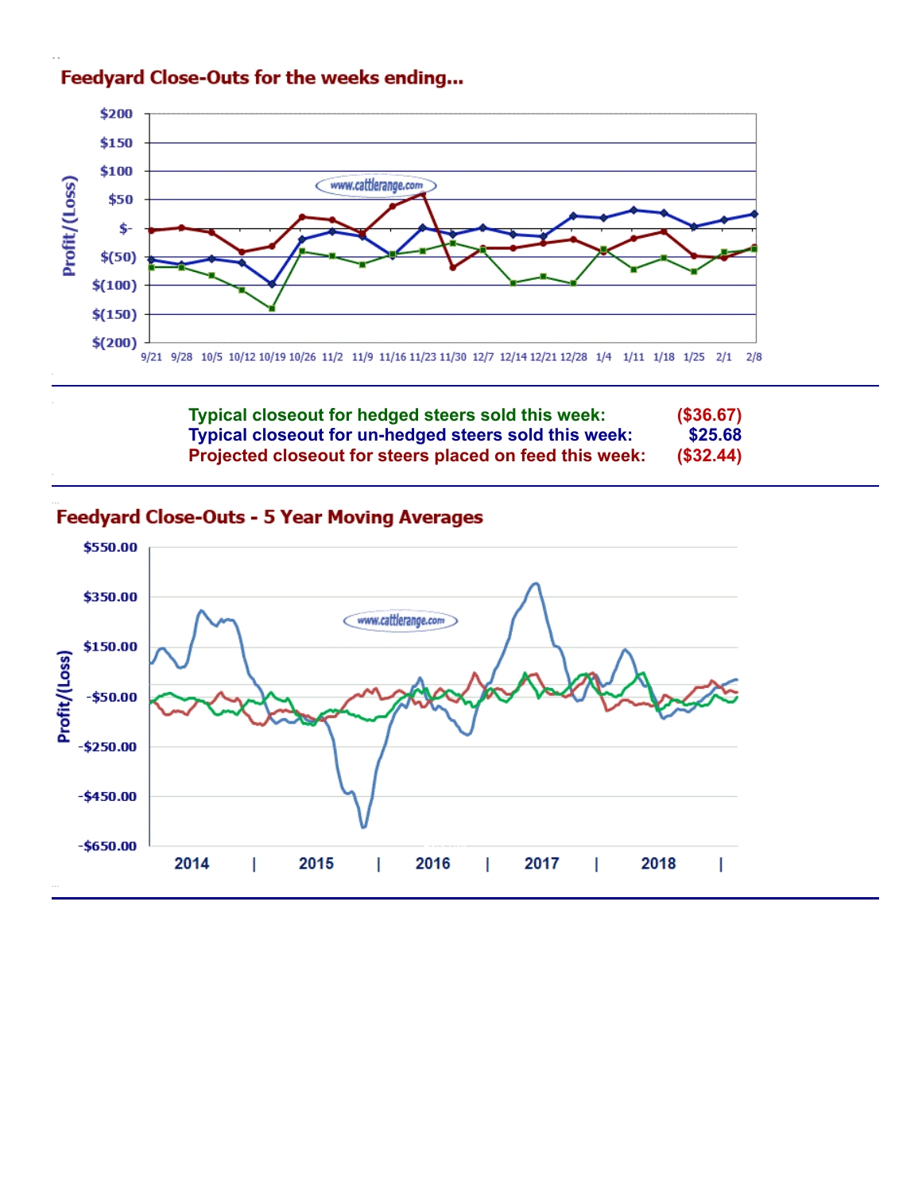## Feedyard Close-Outs for the weeks ending...

$200
$150
$100
$50
$-
$(50)
$(100)
$(150)
$(200)

Profit/(Loss)

www.cattlerange.com

9/21 9/28 10/5 10/12 10/19 10/26 11/2 11/9 11/16 11/23 11/30 12/7 12/14 12/21 12/28 1/4 1/11 1/18 1/25 2/1 2/8

---

| | |
|---|---|
| Typical closeout for hedged steers sold this week: | ($36.67) |
| Typical closeout for un-hedged steers sold this week: | $25.68 |
| Projected closeout for steers placed on feed this week: | ($32.44) |

---

## Feedyard Close-Outs - 5 Year Moving Averages

$550.00
$350.00
$150.00
-$50.00
-$250.00
-$450.00
-$650.00

Profit/(Loss)

www.cattlerange.com

2014 | 2015 | 2016 | 2017 | 2018 |